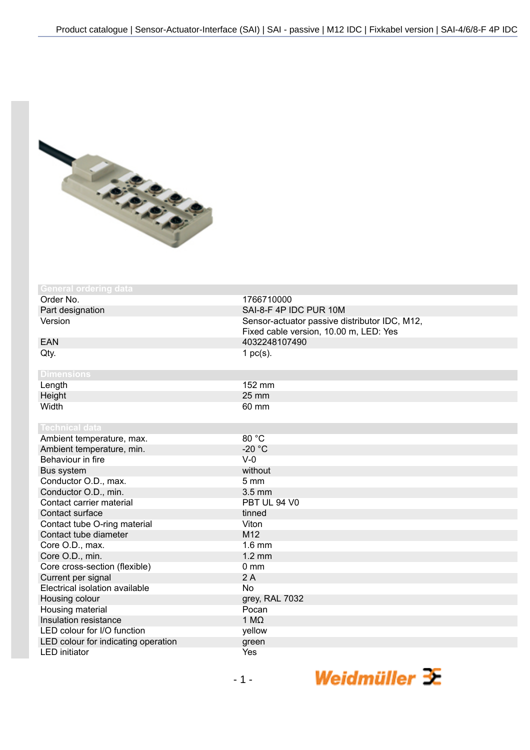## General ordering data

| | |
|---|---|
| Order No. | 1766710000 |
| Part designation | SAI-8-F 4P IDC PUR 10M |
| Version | Sensor-actuator passive distributor IDC, M12, Fixed cable version, 10.00 m, LED: Yes |
| EAN | 4032248107490 |
| Qty. | 1 pc(s). |

## Dimensions

| | |
|---|---|
| Length | 152 mm |
| Height | 25 mm |
| Width | 60 mm |

## Technical data

| | |
|---|---|
| Ambient temperature, max. | 80 °C |
| Ambient temperature, min. | -20 °C |
| Behaviour in fire | V-0 |
| Bus system | without |
| Conductor O.D., max. | 5 mm |
| Conductor O.D., min. | 3.5 mm |
| Contact carrier material | PBT UL 94 V0 |
| Contact surface | tinned |
| Contact tube O-ring material | Viton |
| Contact tube diameter | M12 |
| Core O.D., max. | 1.6 mm |
| Core O.D., min. | 1.2 mm |
| Core cross-section (flexible) | 0 mm |
| Current per signal | 2 A |
| Electrical isolation available | No |
| Housing colour | grey, RAL 7032 |
| Housing material | Pocan |
| Insulation resistance | 1 MΩ |
| LED colour for I/O function | yellow |
| LED colour for indicating operation | green |
| LED initiator | Yes |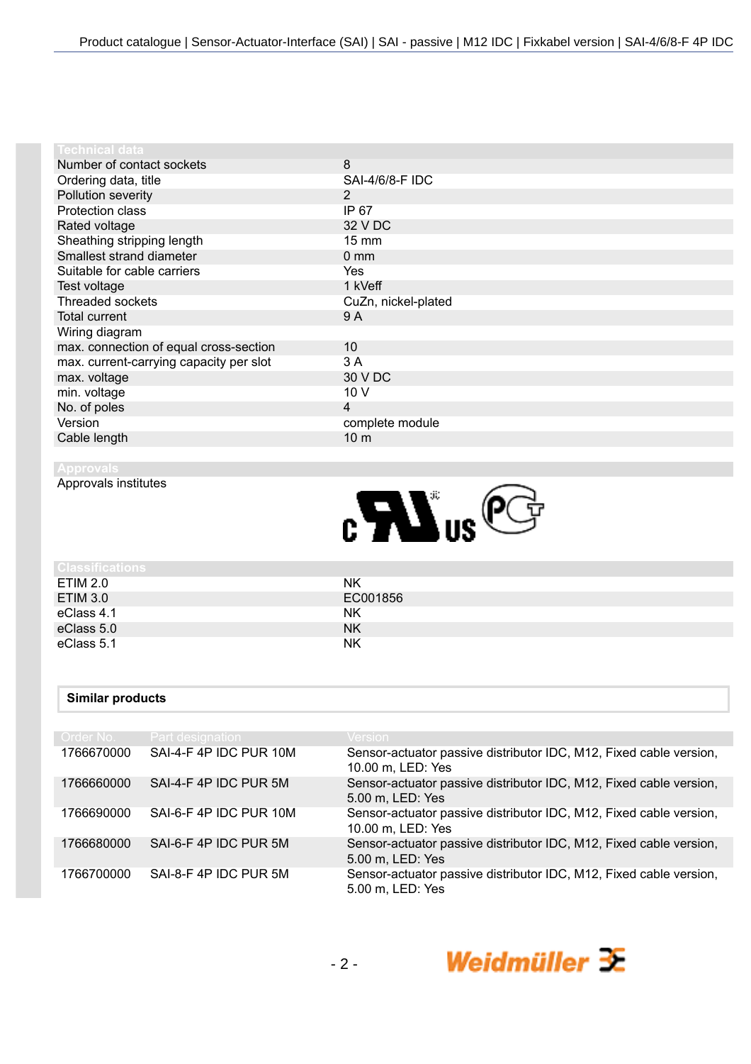## Technical data

| | |
|---|---|
| Number of contact sockets | 8 |
| Ordering data, title | SAI-4/6/8-F IDC |
| Pollution severity | 2 |
| Protection class | IP 67 |
| Rated voltage | 32 V DC |
| Sheathing stripping length | 15 mm |
| Smallest strand diameter | 0 mm |
| Suitable for cable carriers | Yes |
| Test voltage | 1 kVeff |
| Threaded sockets | CuZn, nickel-plated |
| Total current | 9 A |
| Wiring diagram | |
| max. connection of equal cross-section | 10 |
| max. current-carrying capacity per slot | 3 A |
| max. voltage | 30 V DC |
| min. voltage | 10 V |
| No. of poles | 4 |
| Version | complete module |
| Cable length | 10 m |

## Approvals

| | |
|---|---|
| Approvals institutes | |

## Classifications

| | |
|---|---|
| ETIM 2.0 | NK |
| ETIM 3.0 | EC001856 |
| eClass 4.1 | NK |
| eClass 5.0 | NK |
| eClass 5.1 | NK |

## Similar products

| Order No. | Part designation | Version |
|---|---|---|
| 1766670000 | SAI-4-F 4P IDC PUR 10M | Sensor-actuator passive distributor IDC, M12, Fixed cable version, 10.00 m, LED: Yes |
| 1766660000 | SAI-4-F 4P IDC PUR 5M | Sensor-actuator passive distributor IDC, M12, Fixed cable version, 5.00 m, LED: Yes |
| 1766690000 | SAI-6-F 4P IDC PUR 10M | Sensor-actuator passive distributor IDC, M12, Fixed cable version, 10.00 m, LED: Yes |
| 1766680000 | SAI-6-F 4P IDC PUR 5M | Sensor-actuator passive distributor IDC, M12, Fixed cable version, 5.00 m, LED: Yes |
| 1766700000 | SAI-8-F 4P IDC PUR 5M | Sensor-actuator passive distributor IDC, M12, Fixed cable version, 5.00 m, LED: Yes |